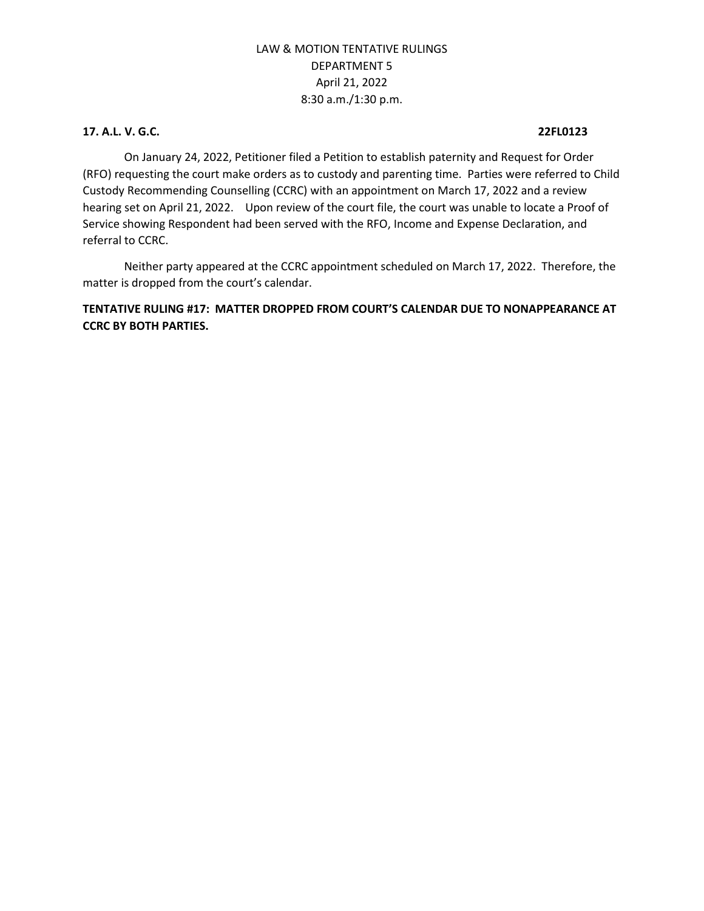LAW & MOTION TENTATIVE RULINGS
DEPARTMENT 5
April 21, 2022
8:30 a.m./1:30 p.m.

**17. A.L. V. G.C. 22FL0123**

On January 24, 2022, Petitioner filed a Petition to establish paternity and Request for Order (RFO) requesting the court make orders as to custody and parenting time. Parties were referred to Child Custody Recommending Counselling (CCRC) with an appointment on March 17, 2022 and a review hearing set on April 21, 2022. Upon review of the court file, the court was unable to locate a Proof of Service showing Respondent had been served with the RFO, Income and Expense Declaration, and referral to CCRC.

Neither party appeared at the CCRC appointment scheduled on March 17, 2022. Therefore, the matter is dropped from the court's calendar.

**TENTATIVE RULING #17: MATTER DROPPED FROM COURT'S CALENDAR DUE TO NONAPPEARANCE AT CCRC BY BOTH PARTIES.**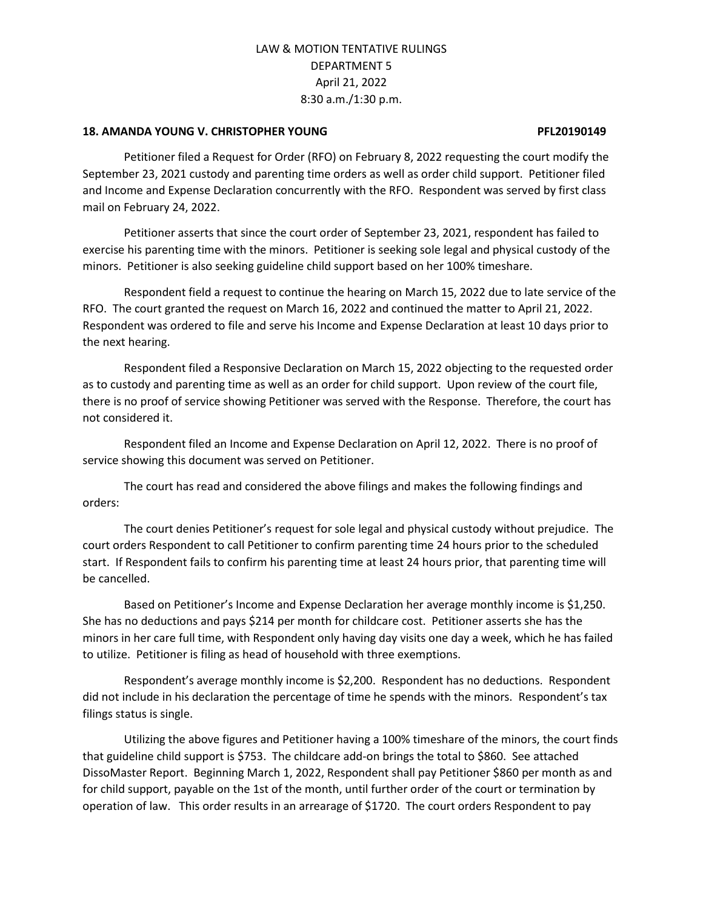LAW & MOTION TENTATIVE RULINGS
DEPARTMENT 5
April 21, 2022
8:30 a.m./1:30 p.m.

**18. AMANDA YOUNG V. CHRISTOPHER YOUNG PFL20190149**

Petitioner filed a Request for Order (RFO) on February 8, 2022 requesting the court modify the September 23, 2021 custody and parenting time orders as well as order child support. Petitioner filed and Income and Expense Declaration concurrently with the RFO. Respondent was served by first class mail on February 24, 2022.

Petitioner asserts that since the court order of September 23, 2021, respondent has failed to exercise his parenting time with the minors. Petitioner is seeking sole legal and physical custody of the minors. Petitioner is also seeking guideline child support based on her 100% timeshare.

Respondent field a request to continue the hearing on March 15, 2022 due to late service of the RFO. The court granted the request on March 16, 2022 and continued the matter to April 21, 2022. Respondent was ordered to file and serve his Income and Expense Declaration at least 10 days prior to the next hearing.

Respondent filed a Responsive Declaration on March 15, 2022 objecting to the requested order as to custody and parenting time as well as an order for child support. Upon review of the court file, there is no proof of service showing Petitioner was served with the Response. Therefore, the court has not considered it.

Respondent filed an Income and Expense Declaration on April 12, 2022. There is no proof of service showing this document was served on Petitioner.

The court has read and considered the above filings and makes the following findings and orders:

The court denies Petitioner's request for sole legal and physical custody without prejudice. The court orders Respondent to call Petitioner to confirm parenting time 24 hours prior to the scheduled start. If Respondent fails to confirm his parenting time at least 24 hours prior, that parenting time will be cancelled.

Based on Petitioner's Income and Expense Declaration her average monthly income is $1,250. She has no deductions and pays $214 per month for childcare cost. Petitioner asserts she has the minors in her care full time, with Respondent only having day visits one day a week, which he has failed to utilize. Petitioner is filing as head of household with three exemptions.

Respondent's average monthly income is $2,200. Respondent has no deductions. Respondent did not include in his declaration the percentage of time he spends with the minors. Respondent's tax filings status is single.

Utilizing the above figures and Petitioner having a 100% timeshare of the minors, the court finds that guideline child support is $753. The childcare add-on brings the total to $860. See attached DissoMaster Report. Beginning March 1, 2022, Respondent shall pay Petitioner $860 per month as and for child support, payable on the 1st of the month, until further order of the court or termination by operation of law. This order results in an arrearage of $1720. The court orders Respondent to pay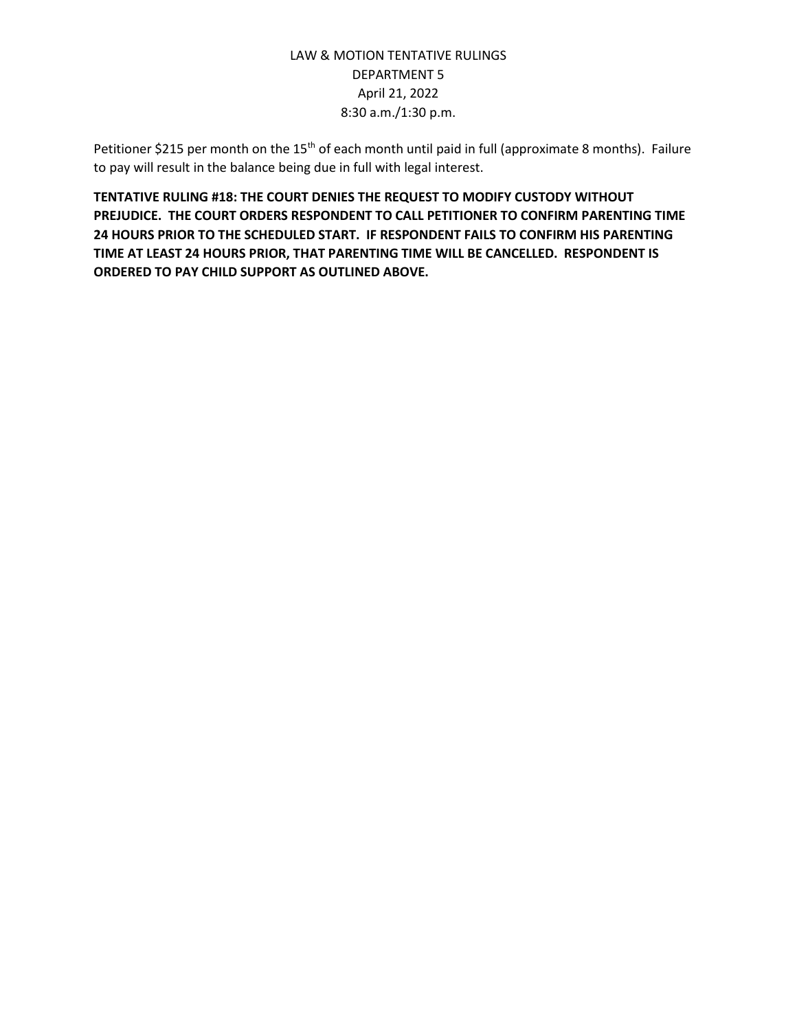Petitioner $215 per month on the 15th of each month until paid in full (approximate 8 months). Failure to pay will result in the balance being due in full with legal interest.

**TENTATIVE RULING #18: THE COURT DENIES THE REQUEST TO MODIFY CUSTODY WITHOUT PREJUDICE. THE COURT ORDERS RESPONDENT TO CALL PETITIONER TO CONFIRM PARENTING TIME 24 HOURS PRIOR TO THE SCHEDULED START. IF RESPONDENT FAILS TO CONFIRM HIS PARENTING TIME AT LEAST 24 HOURS PRIOR, THAT PARENTING TIME WILL BE CANCELLED. RESPONDENT IS ORDERED TO PAY CHILD SUPPORT AS OUTLINED ABOVE.**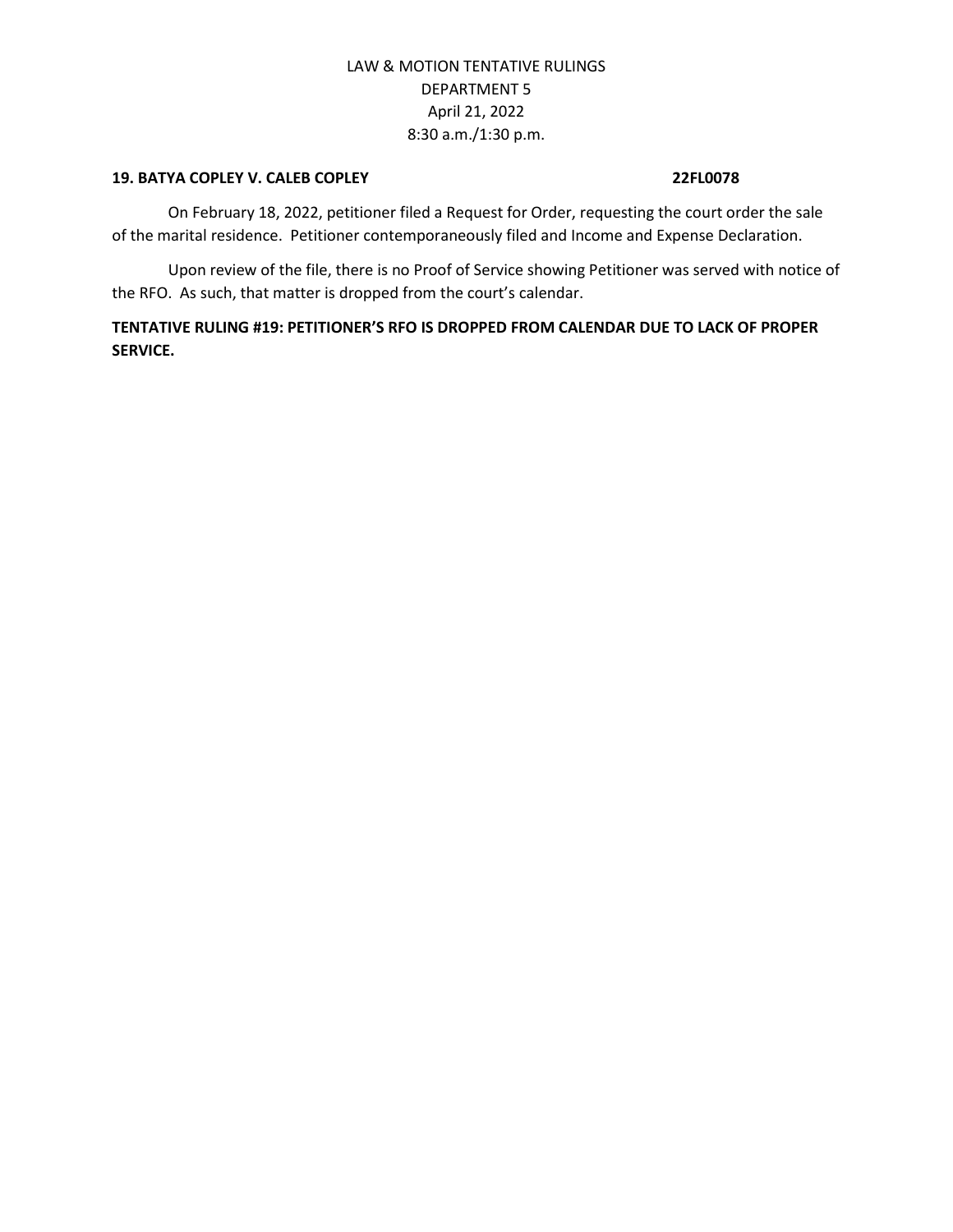LAW & MOTION TENTATIVE RULINGS
DEPARTMENT 5
April 21, 2022
8:30 a.m./1:30 p.m.

**19. BATYA COPLEY V. CALEB COPLEY 22FL0078**

On February 18, 2022, petitioner filed a Request for Order, requesting the court order the sale of the marital residence. Petitioner contemporaneously filed and Income and Expense Declaration.

Upon review of the file, there is no Proof of Service showing Petitioner was served with notice of the RFO. As such, that matter is dropped from the court's calendar.

**TENTATIVE RULING #19: PETITIONER'S RFO IS DROPPED FROM CALENDAR DUE TO LACK OF PROPER SERVICE.**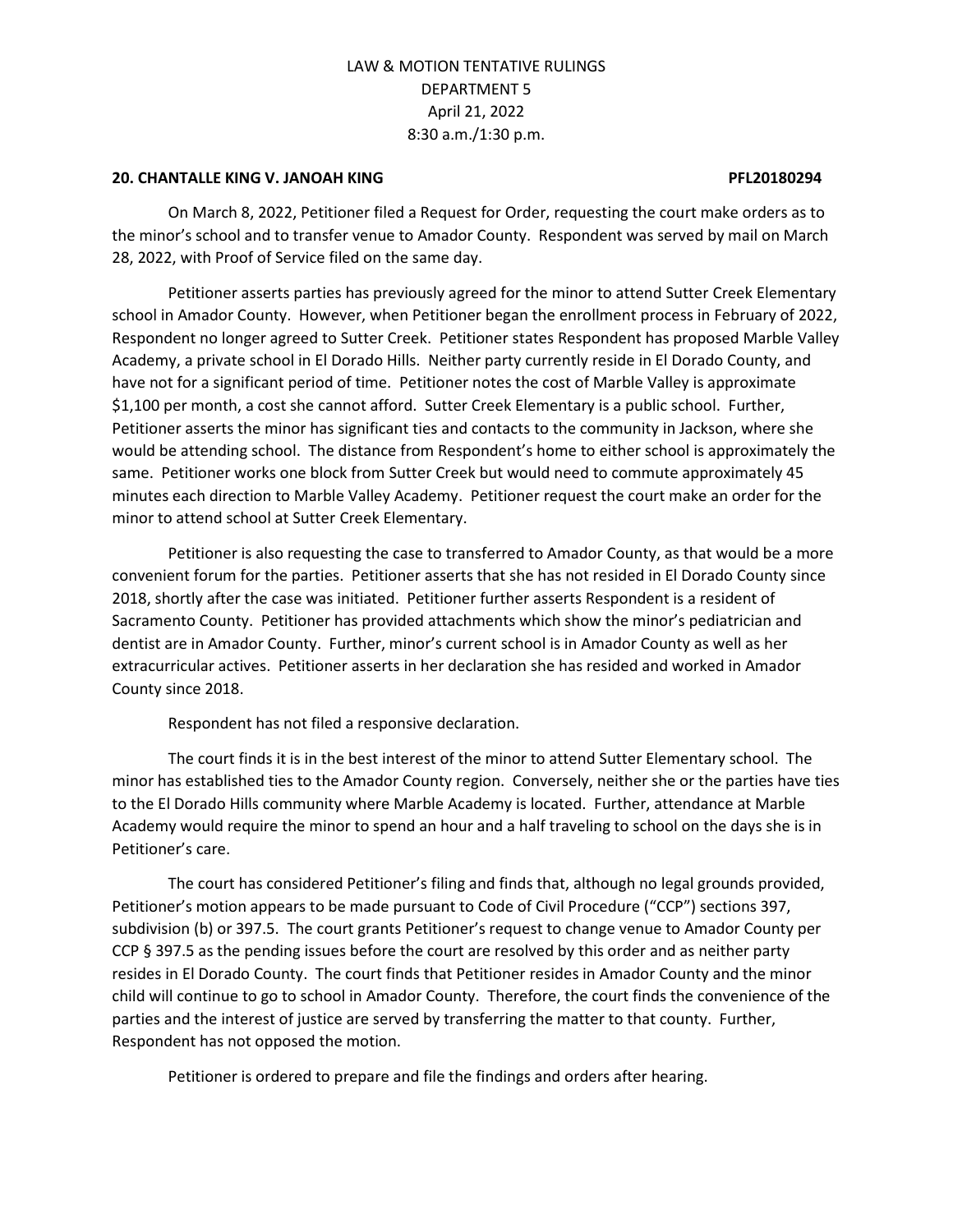LAW & MOTION TENTATIVE RULINGS
DEPARTMENT 5
April 21, 2022
8:30 a.m./1:30 p.m.

**20. CHANTALLE KING V. JANOAH KING PFL20180294**

On March 8, 2022, Petitioner filed a Request for Order, requesting the court make orders as to the minor's school and to transfer venue to Amador County. Respondent was served by mail on March 28, 2022, with Proof of Service filed on the same day.

Petitioner asserts parties has previously agreed for the minor to attend Sutter Creek Elementary school in Amador County. However, when Petitioner began the enrollment process in February of 2022, Respondent no longer agreed to Sutter Creek. Petitioner states Respondent has proposed Marble Valley Academy, a private school in El Dorado Hills. Neither party currently reside in El Dorado County, and have not for a significant period of time. Petitioner notes the cost of Marble Valley is approximate $1,100 per month, a cost she cannot afford. Sutter Creek Elementary is a public school. Further, Petitioner asserts the minor has significant ties and contacts to the community in Jackson, where she would be attending school. The distance from Respondent's home to either school is approximately the same. Petitioner works one block from Sutter Creek but would need to commute approximately 45 minutes each direction to Marble Valley Academy. Petitioner request the court make an order for the minor to attend school at Sutter Creek Elementary.

Petitioner is also requesting the case to transferred to Amador County, as that would be a more convenient forum for the parties. Petitioner asserts that she has not resided in El Dorado County since 2018, shortly after the case was initiated. Petitioner further asserts Respondent is a resident of Sacramento County. Petitioner has provided attachments which show the minor's pediatrician and dentist are in Amador County. Further, minor's current school is in Amador County as well as her extracurricular actives. Petitioner asserts in her declaration she has resided and worked in Amador County since 2018.

Respondent has not filed a responsive declaration.

The court finds it is in the best interest of the minor to attend Sutter Elementary school. The minor has established ties to the Amador County region. Conversely, neither she or the parties have ties to the El Dorado Hills community where Marble Academy is located. Further, attendance at Marble Academy would require the minor to spend an hour and a half traveling to school on the days she is in Petitioner's care.

The court has considered Petitioner's filing and finds that, although no legal grounds provided, Petitioner's motion appears to be made pursuant to Code of Civil Procedure ("CCP") sections 397, subdivision (b) or 397.5. The court grants Petitioner's request to change venue to Amador County per CCP § 397.5 as the pending issues before the court are resolved by this order and as neither party resides in El Dorado County. The court finds that Petitioner resides in Amador County and the minor child will continue to go to school in Amador County. Therefore, the court finds the convenience of the parties and the interest of justice are served by transferring the matter to that county. Further, Respondent has not opposed the motion.

Petitioner is ordered to prepare and file the findings and orders after hearing.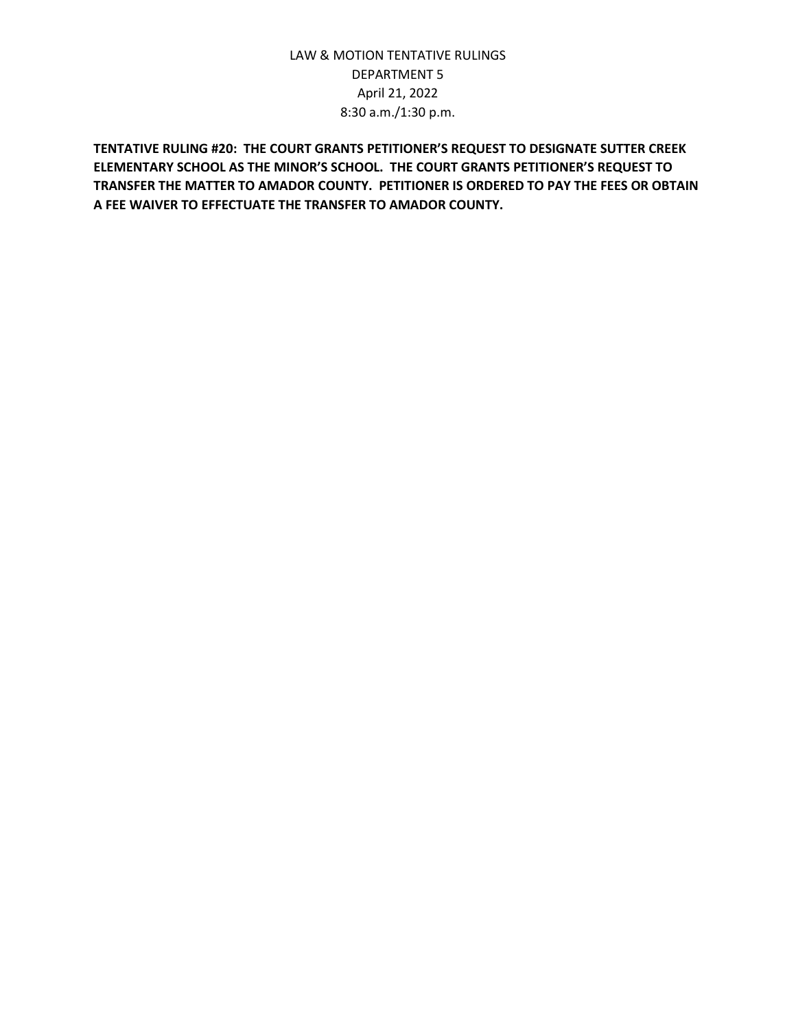**TENTATIVE RULING #20: THE COURT GRANTS PETITIONER'S REQUEST TO DESIGNATE SUTTER CREEK ELEMENTARY SCHOOL AS THE MINOR'S SCHOOL. THE COURT GRANTS PETITIONER'S REQUEST TO TRANSFER THE MATTER TO AMADOR COUNTY. PETITIONER IS ORDERED TO PAY THE FEES OR OBTAIN A FEE WAIVER TO EFFECTUATE THE TRANSFER TO AMADOR COUNTY.**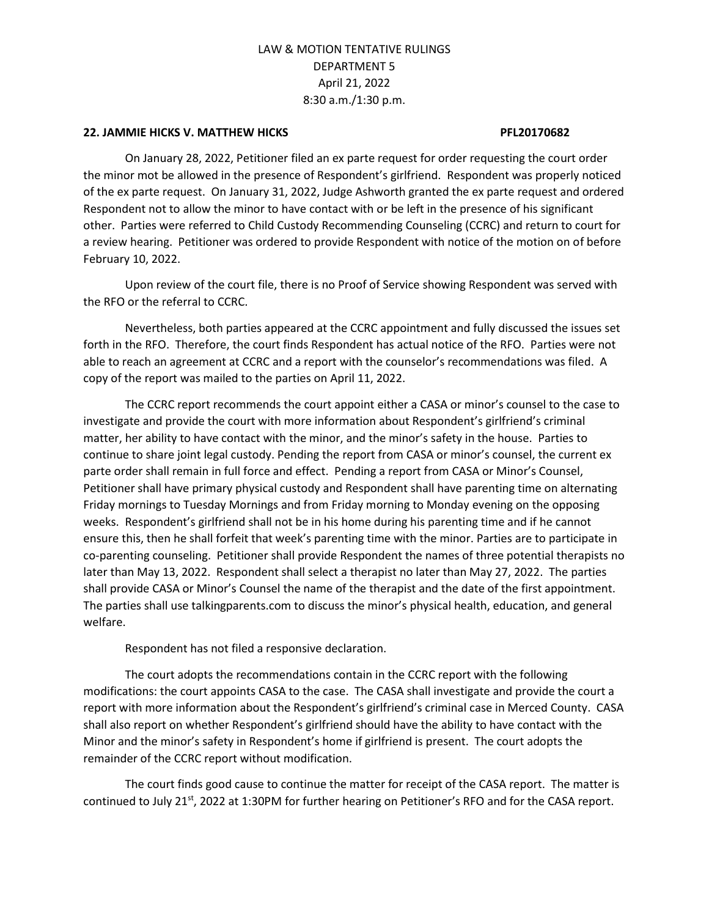LAW & MOTION TENTATIVE RULINGS
DEPARTMENT 5
April 21, 2022
8:30 a.m./1:30 p.m.

**22. JAMMIE HICKS V. MATTHEW HICKS PFL20170682**

On January 28, 2022, Petitioner filed an ex parte request for order requesting the court order the minor mot be allowed in the presence of Respondent's girlfriend. Respondent was properly noticed of the ex parte request. On January 31, 2022, Judge Ashworth granted the ex parte request and ordered Respondent not to allow the minor to have contact with or be left in the presence of his significant other. Parties were referred to Child Custody Recommending Counseling (CCRC) and return to court for a review hearing. Petitioner was ordered to provide Respondent with notice of the motion on of before February 10, 2022.

Upon review of the court file, there is no Proof of Service showing Respondent was served with the RFO or the referral to CCRC.

Nevertheless, both parties appeared at the CCRC appointment and fully discussed the issues set forth in the RFO. Therefore, the court finds Respondent has actual notice of the RFO. Parties were not able to reach an agreement at CCRC and a report with the counselor's recommendations was filed. A copy of the report was mailed to the parties on April 11, 2022.

The CCRC report recommends the court appoint either a CASA or minor's counsel to the case to investigate and provide the court with more information about Respondent's girlfriend's criminal matter, her ability to have contact with the minor, and the minor's safety in the house. Parties to continue to share joint legal custody. Pending the report from CASA or minor's counsel, the current ex parte order shall remain in full force and effect. Pending a report from CASA or Minor's Counsel, Petitioner shall have primary physical custody and Respondent shall have parenting time on alternating Friday mornings to Tuesday Mornings and from Friday morning to Monday evening on the opposing weeks. Respondent's girlfriend shall not be in his home during his parenting time and if he cannot ensure this, then he shall forfeit that week's parenting time with the minor. Parties are to participate in co-parenting counseling. Petitioner shall provide Respondent the names of three potential therapists no later than May 13, 2022. Respondent shall select a therapist no later than May 27, 2022. The parties shall provide CASA or Minor's Counsel the name of the therapist and the date of the first appointment. The parties shall use talkingparents.com to discuss the minor's physical health, education, and general welfare.

Respondent has not filed a responsive declaration.

The court adopts the recommendations contain in the CCRC report with the following modifications: the court appoints CASA to the case. The CASA shall investigate and provide the court a report with more information about the Respondent's girlfriend's criminal case in Merced County. CASA shall also report on whether Respondent's girlfriend should have the ability to have contact with the Minor and the minor's safety in Respondent's home if girlfriend is present. The court adopts the remainder of the CCRC report without modification.

The court finds good cause to continue the matter for receipt of the CASA report. The matter is continued to July 21st, 2022 at 1:30PM for further hearing on Petitioner's RFO and for the CASA report.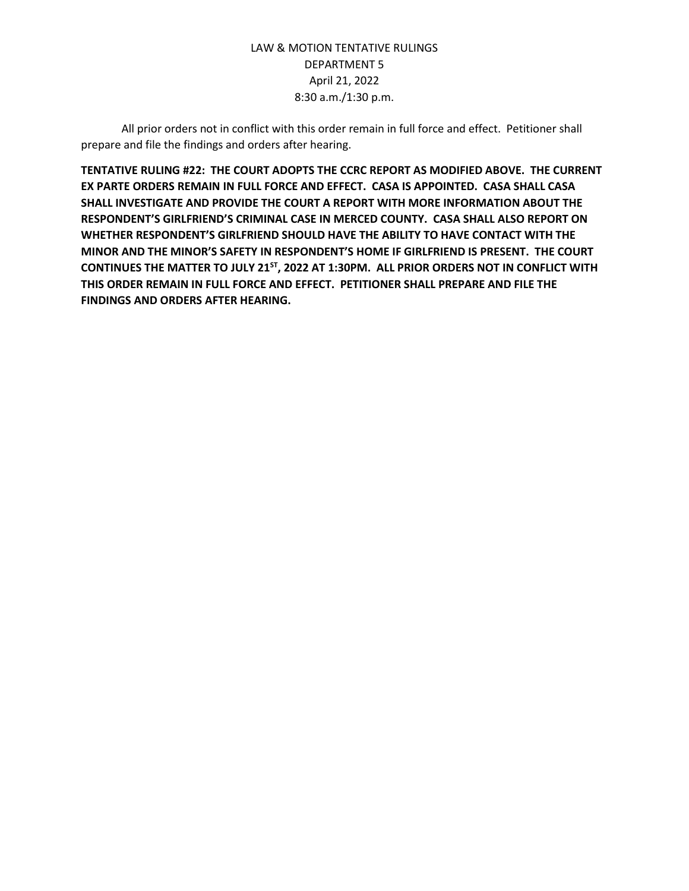All prior orders not in conflict with this order remain in full force and effect. Petitioner shall prepare and file the findings and orders after hearing.

**TENTATIVE RULING #22: THE COURT ADOPTS THE CCRC REPORT AS MODIFIED ABOVE. THE CURRENT EX PARTE ORDERS REMAIN IN FULL FORCE AND EFFECT. CASA IS APPOINTED. CASA SHALL CASA SHALL INVESTIGATE AND PROVIDE THE COURT A REPORT WITH MORE INFORMATION ABOUT THE RESPONDENT'S GIRLFRIEND'S CRIMINAL CASE IN MERCED COUNTY. CASA SHALL ALSO REPORT ON WHETHER RESPONDENT'S GIRLFRIEND SHOULD HAVE THE ABILITY TO HAVE CONTACT WITH THE MINOR AND THE MINOR'S SAFETY IN RESPONDENT'S HOME IF GIRLFRIEND IS PRESENT. THE COURT CONTINUES THE MATTER TO JULY 21ST, 2022 AT 1:30PM. ALL PRIOR ORDERS NOT IN CONFLICT WITH THIS ORDER REMAIN IN FULL FORCE AND EFFECT. PETITIONER SHALL PREPARE AND FILE THE FINDINGS AND ORDERS AFTER HEARING.**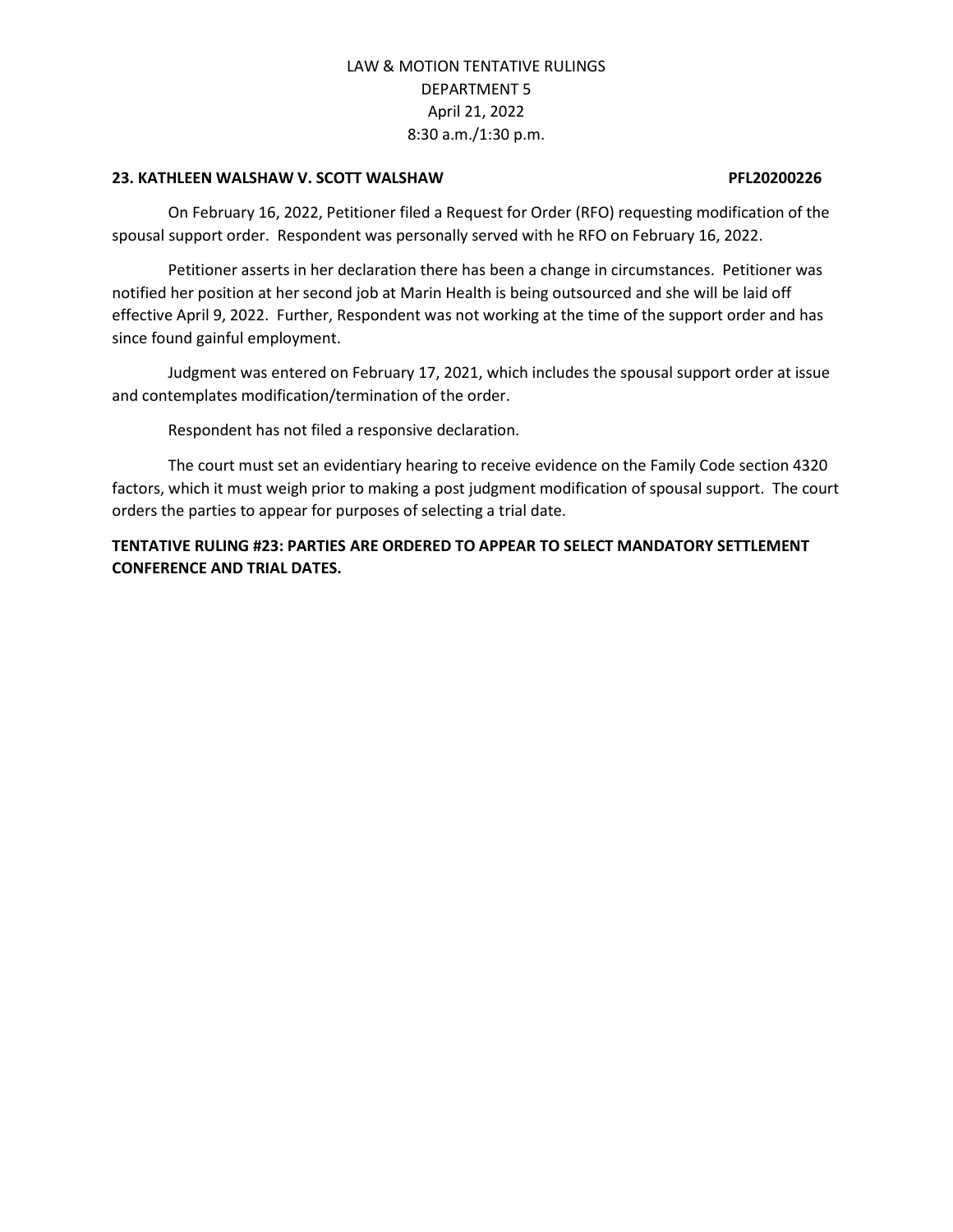LAW & MOTION TENTATIVE RULINGS
DEPARTMENT 5
April 21, 2022
8:30 a.m./1:30 p.m.

**23. KATHLEEN WALSHAW V. SCOTT WALSHAW PFL20200226**

On February 16, 2022, Petitioner filed a Request for Order (RFO) requesting modification of the spousal support order. Respondent was personally served with he RFO on February 16, 2022.

Petitioner asserts in her declaration there has been a change in circumstances. Petitioner was notified her position at her second job at Marin Health is being outsourced and she will be laid off effective April 9, 2022. Further, Respondent was not working at the time of the support order and has since found gainful employment.

Judgment was entered on February 17, 2021, which includes the spousal support order at issue and contemplates modification/termination of the order.

Respondent has not filed a responsive declaration.

The court must set an evidentiary hearing to receive evidence on the Family Code section 4320 factors, which it must weigh prior to making a post judgment modification of spousal support. The court orders the parties to appear for purposes of selecting a trial date.

**TENTATIVE RULING #23: PARTIES ARE ORDERED TO APPEAR TO SELECT MANDATORY SETTLEMENT CONFERENCE AND TRIAL DATES.**